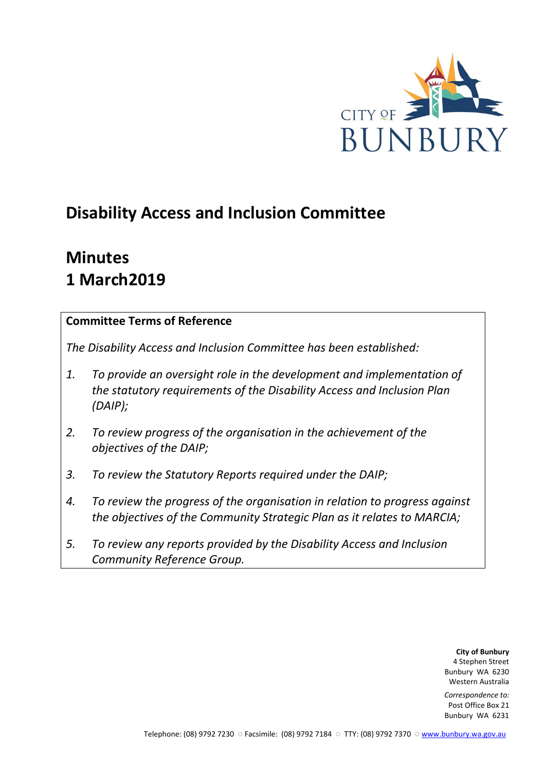CITY OF BUNBURY

# Disability Access and Inclusion Committee

# Minutes
# 1 March2019

**Committee Terms of Reference**

*The Disability Access and Inclusion Committee has been established:*

1. *To provide an oversight role in the development and implementation of the statutory requirements of the Disability Access and Inclusion Plan (DAIP);*
2. *To review progress of the organisation in the achievement of the objectives of the DAIP;*
3. *To review the Statutory Reports required under the DAIP;*
4. *To review the progress of the organisation in relation to progress against the objectives of the Community Strategic Plan as it relates to MARCIA;*
5. *To review any reports provided by the Disability Access and Inclusion Community Reference Group.*

**City of Bunbury**
4 Stephen Street
Bunbury WA 6230
Western Australia

*Correspondence to:*
Post Office Box 21
Bunbury WA 6231

Telephone: (08) 9792 7230 ○ Facsimile: (08) 9792 7184 ○ TTY: (08) 9792 7370 ○ www.bunbury.wa.gov.au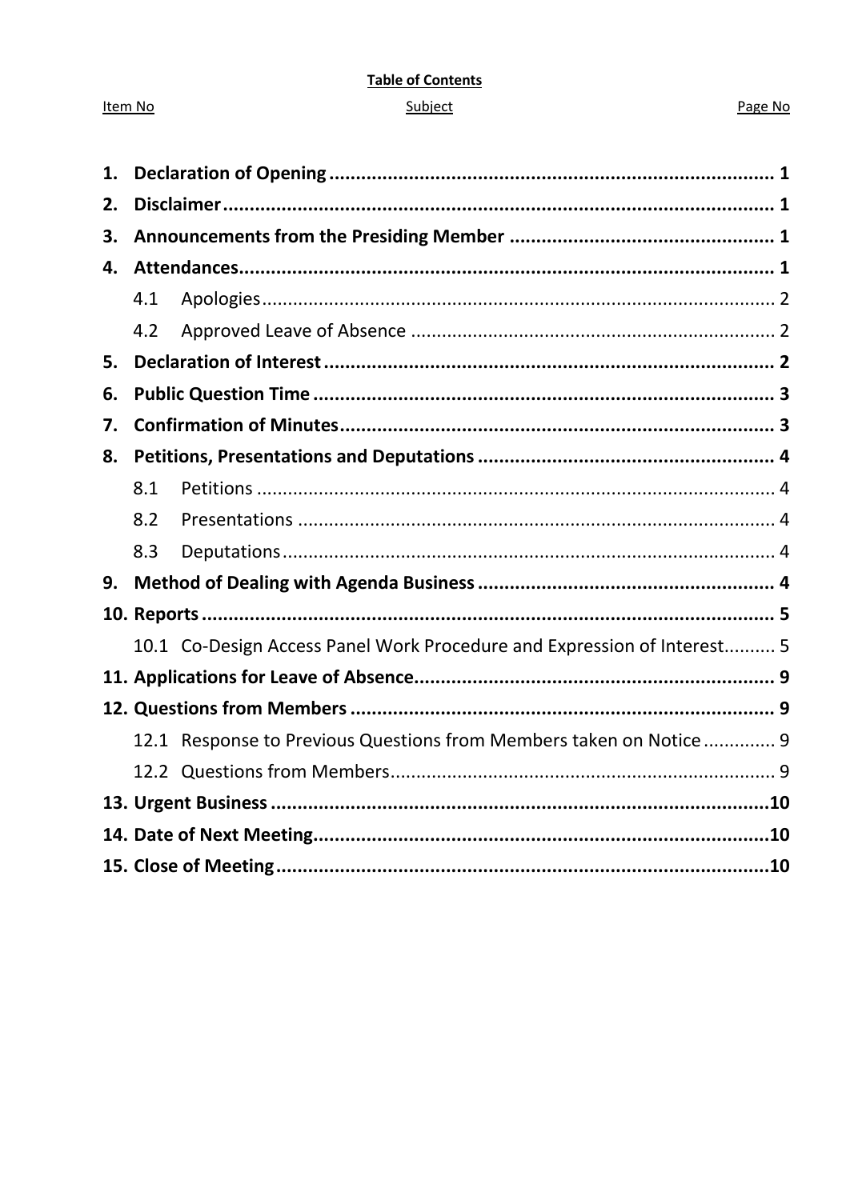**Table of Contents**

| Item No | Subject | Page No |
|---|---|---|
| **1.** | **Declaration of Opening** | **1** |
| **2.** | **Disclaimer** | **1** |
| **3.** | **Announcements from the Presiding Member** | **1** |
| **4.** | **Attendances** | **1** |
| 4.1 | Apologies | 2 |
| 4.2 | Approved Leave of Absence | 2 |
| **5.** | **Declaration of Interest** | **2** |
| **6.** | **Public Question Time** | **3** |
| **7.** | **Confirmation of Minutes** | **3** |
| **8.** | **Petitions, Presentations and Deputations** | **4** |
| 8.1 | Petitions | 4 |
| 8.2 | Presentations | 4 |
| 8.3 | Deputations | 4 |
| **9.** | **Method of Dealing with Agenda Business** | **4** |
| **10.** | **Reports** | **5** |
| 10.1 | Co-Design Access Panel Work Procedure and Expression of Interest | 5 |
| **11.** | **Applications for Leave of Absence** | **9** |
| **12.** | **Questions from Members** | **9** |
| 12.1 | Response to Previous Questions from Members taken on Notice | 9 |
| 12.2 | Questions from Members | 9 |
| **13.** | **Urgent Business** | **10** |
| **14.** | **Date of Next Meeting** | **10** |
| **15.** | **Close of Meeting** | **10** |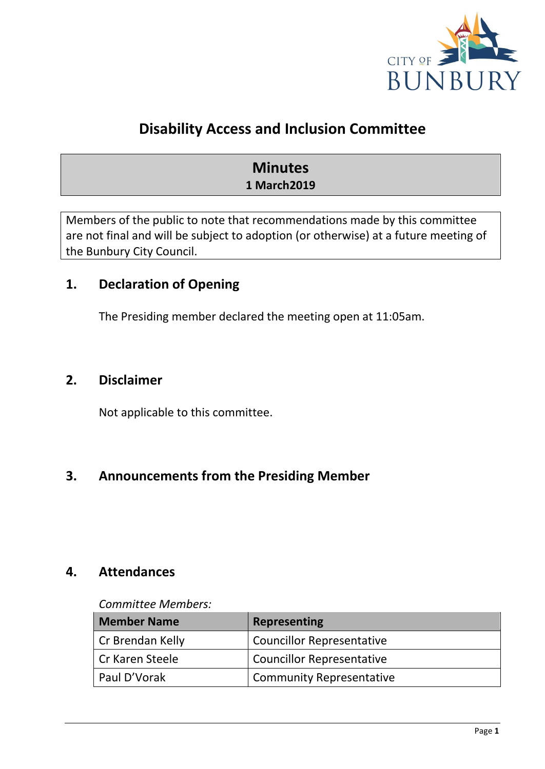# Disability Access and Inclusion Committee

## Minutes
**1 March2019**

Members of the public to note that recommendations made by this committee are not final and will be subject to adoption (or otherwise) at a future meeting of the Bunbury City Council.

## 1. Declaration of Opening

The Presiding member declared the meeting open at 11:05am.

## 2. Disclaimer

Not applicable to this committee.

## 3. Announcements from the Presiding Member

## 4. Attendances

*Committee Members:*

| Member Name | Representing |
|---|---|
| Cr Brendan Kelly | Councillor Representative |
| Cr Karen Steele | Councillor Representative |
| Paul D'Vorak | Community Representative |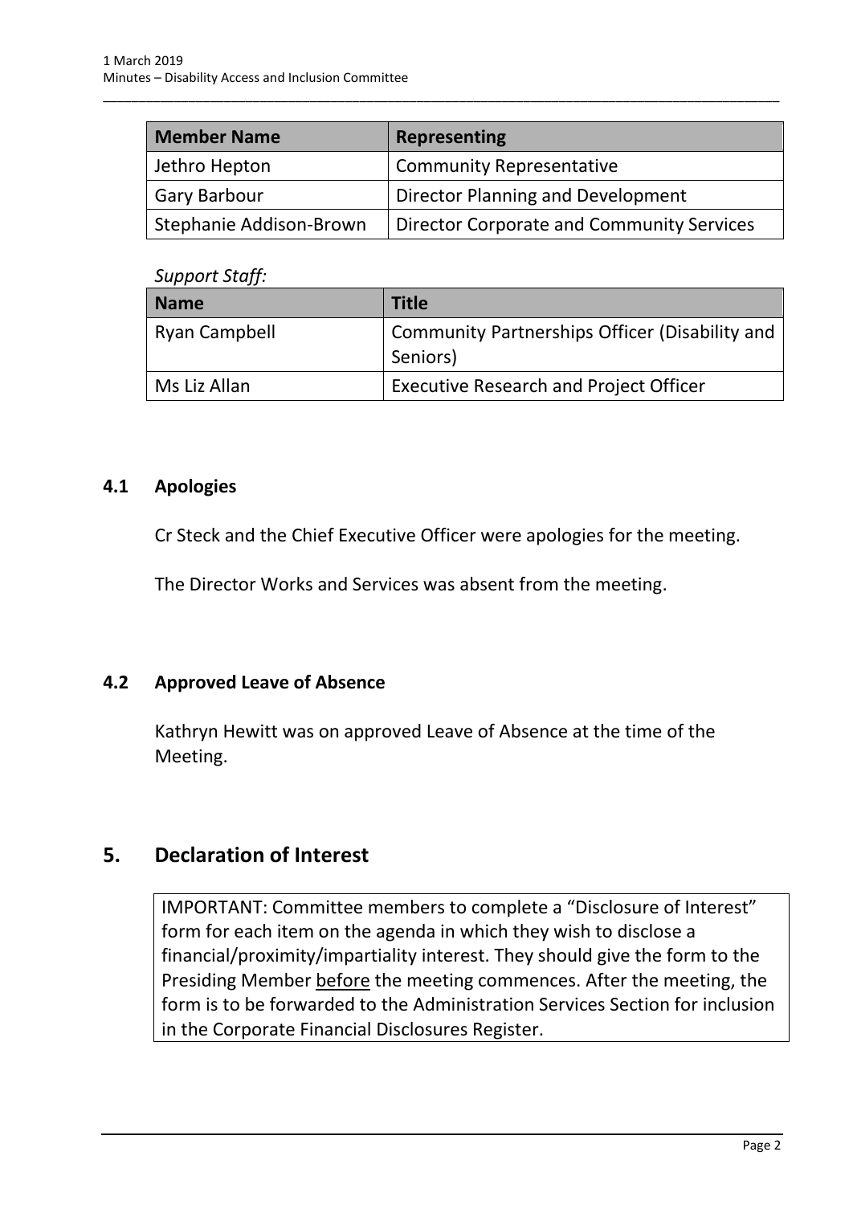| Member Name | Representing |
|---|---|
| Jethro Hepton | Community Representative |
| Gary Barbour | Director Planning and Development |
| Stephanie Addison-Brown | Director Corporate and Community Services |

*Support Staff:*

| Name | Title |
|---|---|
| Ryan Campbell | Community Partnerships Officer (Disability and Seniors) |
| Ms Liz Allan | Executive Research and Project Officer |

### 4.1 Apologies

Cr Steck and the Chief Executive Officer were apologies for the meeting.

The Director Works and Services was absent from the meeting.

### 4.2 Approved Leave of Absence

Kathryn Hewitt was on approved Leave of Absence at the time of the Meeting.

## 5. Declaration of Interest

IMPORTANT: Committee members to complete a "Disclosure of Interest" form for each item on the agenda in which they wish to disclose a financial/proximity/impartiality interest. They should give the form to the Presiding Member before the meeting commences. After the meeting, the form is to be forwarded to the Administration Services Section for inclusion in the Corporate Financial Disclosures Register.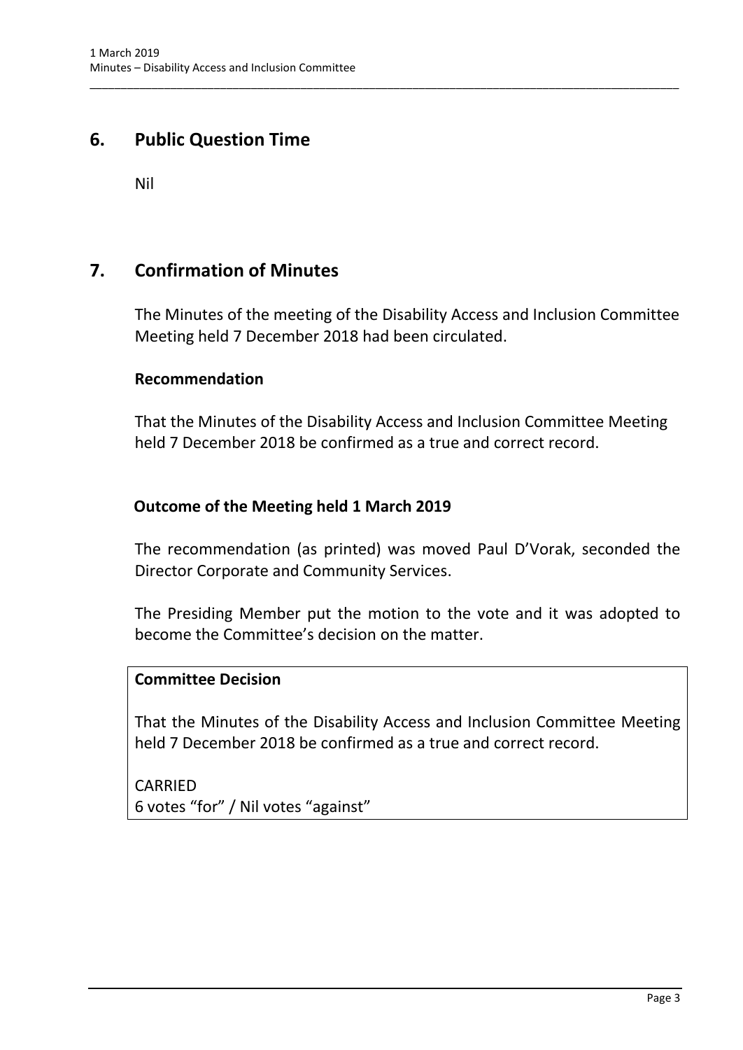# 6. Public Question Time

Nil

# 7. Confirmation of Minutes

The Minutes of the meeting of the Disability Access and Inclusion Committee Meeting held 7 December 2018 had been circulated.

**Recommendation**

That the Minutes of the Disability Access and Inclusion Committee Meeting held 7 December 2018 be confirmed as a true and correct record.

**Outcome of the Meeting held 1 March 2019**

The recommendation (as printed) was moved Paul D'Vorak, seconded the Director Corporate and Community Services.

The Presiding Member put the motion to the vote and it was adopted to become the Committee's decision on the matter.

**Committee Decision**

That the Minutes of the Disability Access and Inclusion Committee Meeting held 7 December 2018 be confirmed as a true and correct record.

CARRIED
6 votes "for" / Nil votes "against"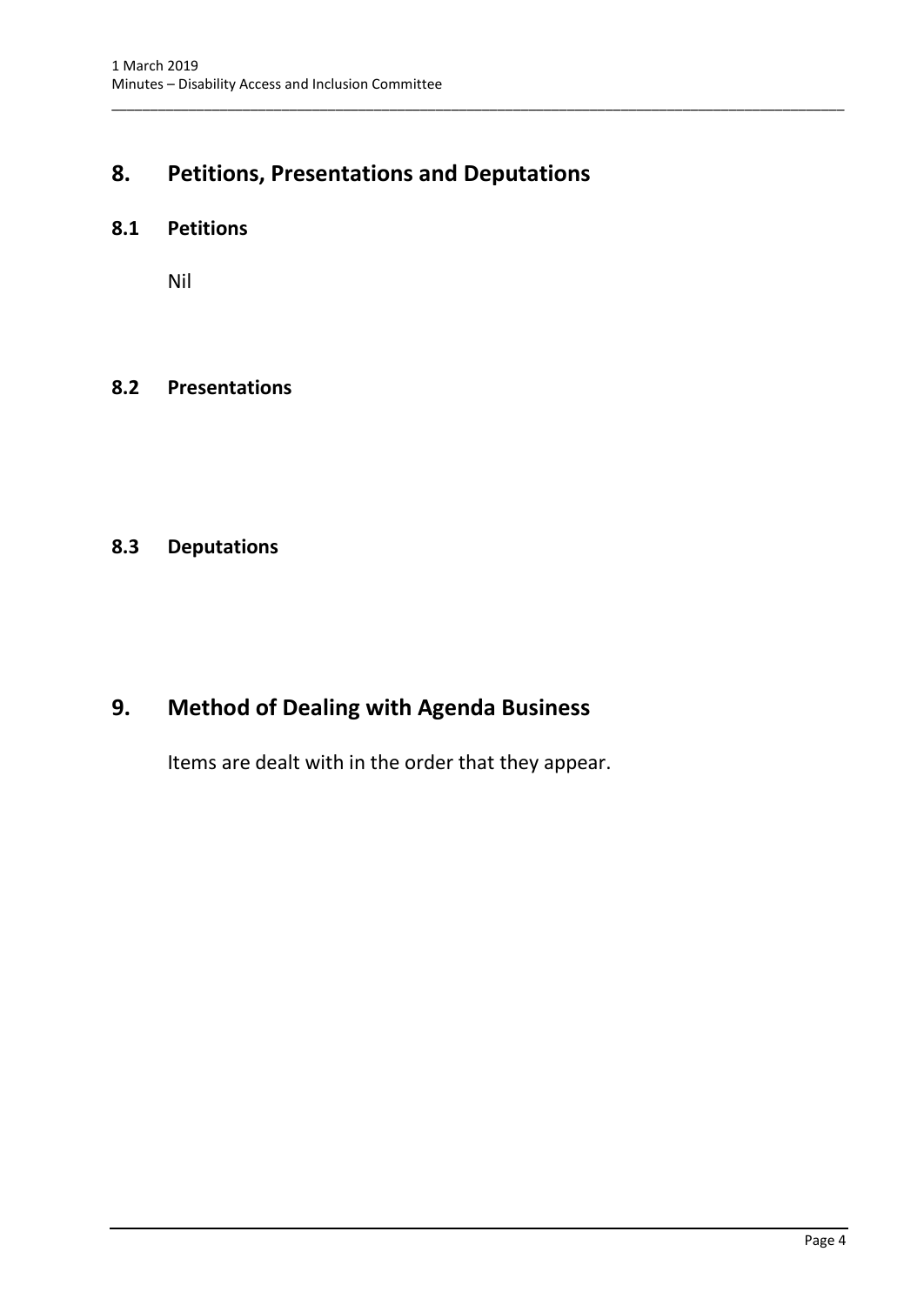# 8. Petitions, Presentations and Deputations

## 8.1 Petitions

Nil

## 8.2 Presentations

## 8.3 Deputations

# 9. Method of Dealing with Agenda Business

Items are dealt with in the order that they appear.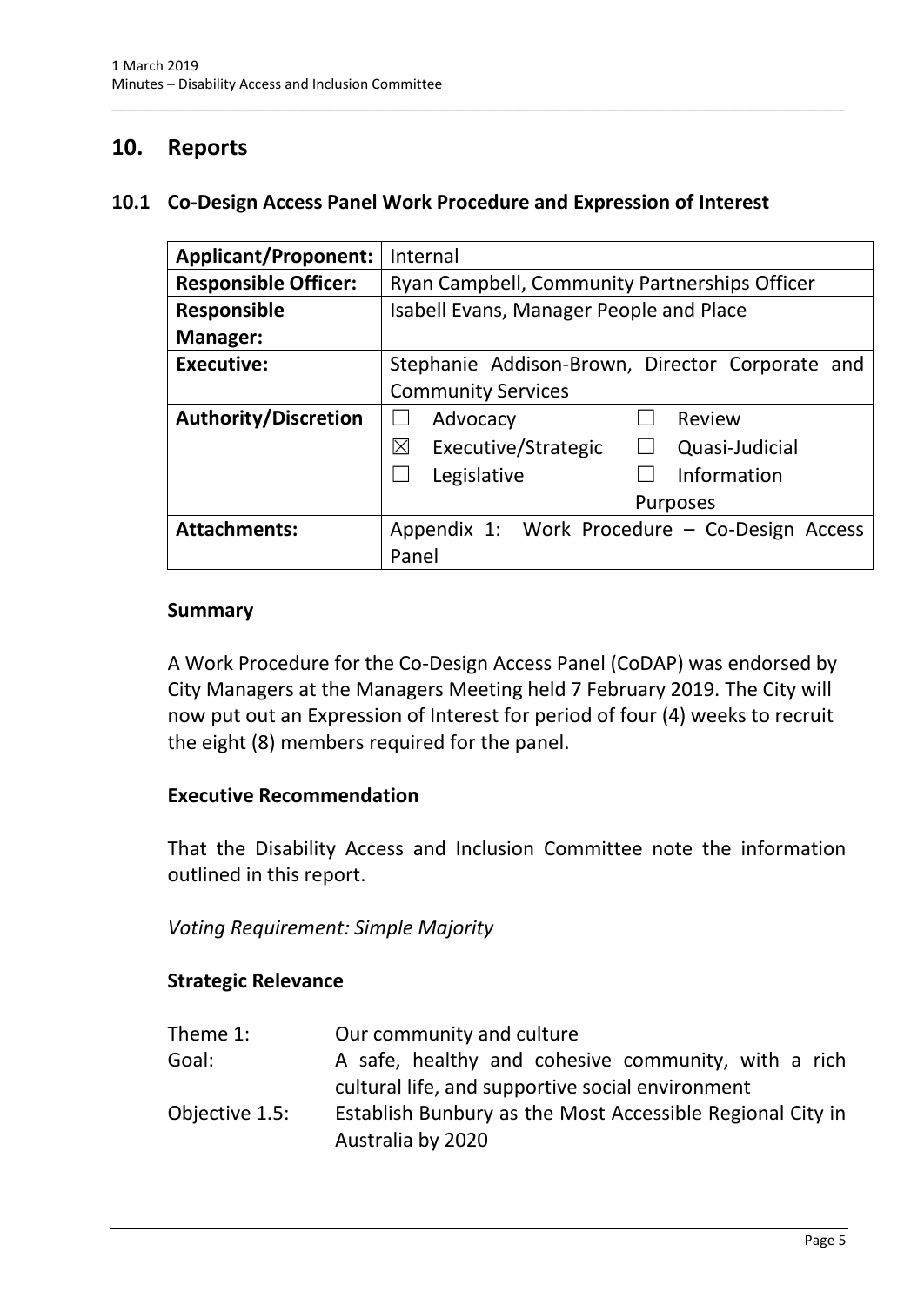## 10. Reports

### 10.1 Co-Design Access Panel Work Procedure and Expression of Interest

| **Applicant/Proponent:** | Internal |
|---|---|
| **Responsible Officer:** | Ryan Campbell, Community Partnerships Officer |
| **Responsible Manager:** | Isabell Evans, Manager People and Place |
| **Executive:** | Stephanie Addison-Brown, Director Corporate and Community Services |
| **Authority/Discretion** | ☐ Advocacy ☐ Review<br>☒ Executive/Strategic ☐ Quasi-Judicial<br>☐ Legislative ☐ Information Purposes |
| **Attachments:** | Appendix 1: Work Procedure – Co-Design Access Panel |

#### Summary

A Work Procedure for the Co-Design Access Panel (CoDAP) was endorsed by City Managers at the Managers Meeting held 7 February 2019. The City will now put out an Expression of Interest for period of four (4) weeks to recruit the eight (8) members required for the panel.

#### Executive Recommendation

That the Disability Access and Inclusion Committee note the information outlined in this report.

*Voting Requirement: Simple Majority*

#### Strategic Relevance

| | |
|---|---|
| Theme 1: | Our community and culture |
| Goal: | A safe, healthy and cohesive community, with a rich cultural life, and supportive social environment |
| Objective 1.5: | Establish Bunbury as the Most Accessible Regional City in Australia by 2020 |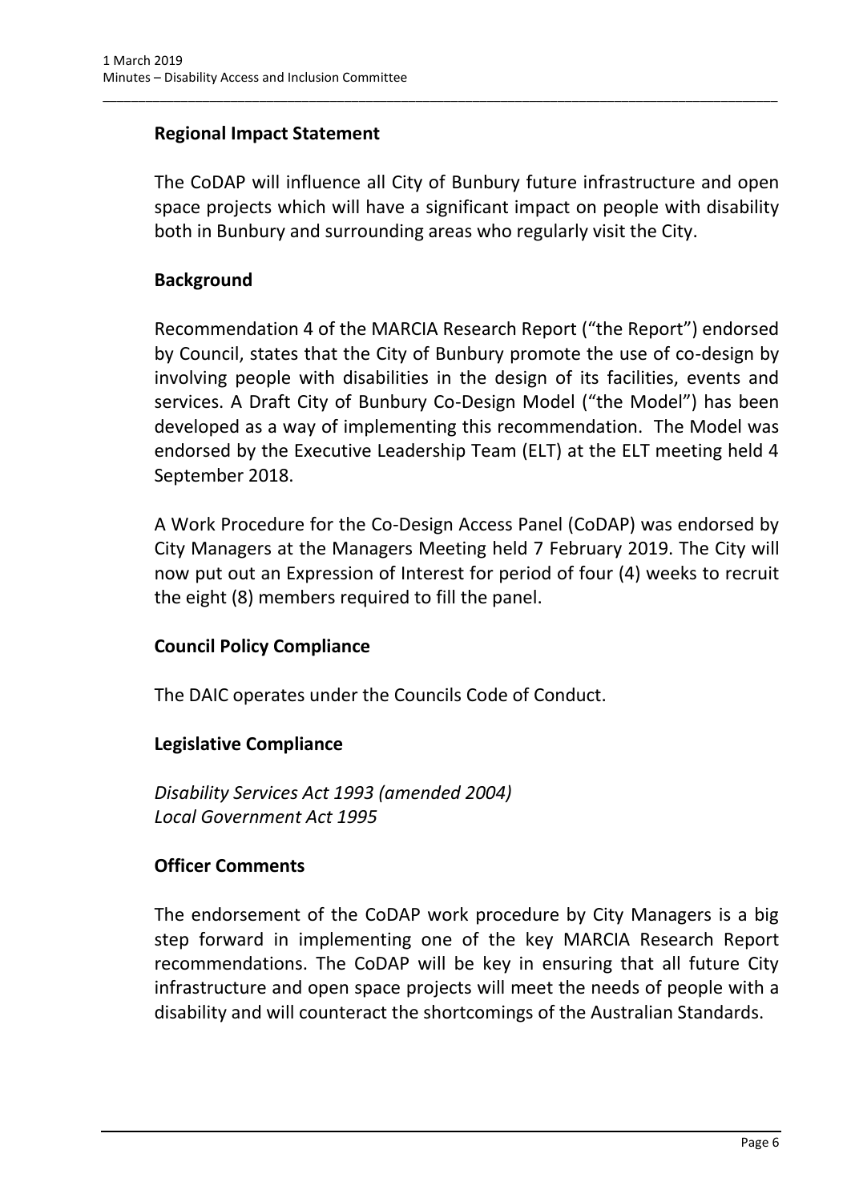**Regional Impact Statement**

The CoDAP will influence all City of Bunbury future infrastructure and open space projects which will have a significant impact on people with disability both in Bunbury and surrounding areas who regularly visit the City.

**Background**

Recommendation 4 of the MARCIA Research Report ("the Report") endorsed by Council, states that the City of Bunbury promote the use of co-design by involving people with disabilities in the design of its facilities, events and services. A Draft City of Bunbury Co-Design Model ("the Model") has been developed as a way of implementing this recommendation. The Model was endorsed by the Executive Leadership Team (ELT) at the ELT meeting held 4 September 2018.

A Work Procedure for the Co-Design Access Panel (CoDAP) was endorsed by City Managers at the Managers Meeting held 7 February 2019. The City will now put out an Expression of Interest for period of four (4) weeks to recruit the eight (8) members required to fill the panel.

**Council Policy Compliance**

The DAIC operates under the Councils Code of Conduct.

**Legislative Compliance**

*Disability Services Act 1993 (amended 2004)*
*Local Government Act 1995*

**Officer Comments**

The endorsement of the CoDAP work procedure by City Managers is a big step forward in implementing one of the key MARCIA Research Report recommendations. The CoDAP will be key in ensuring that all future City infrastructure and open space projects will meet the needs of people with a disability and will counteract the shortcomings of the Australian Standards.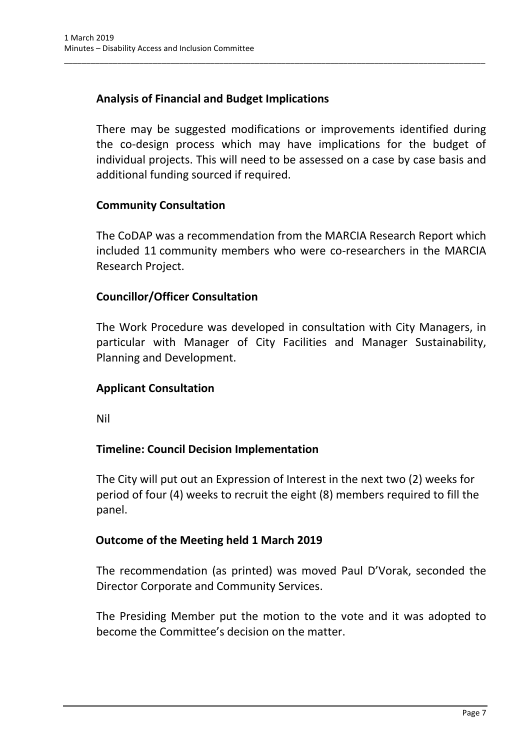## Analysis of Financial and Budget Implications

There may be suggested modifications or improvements identified during the co-design process which may have implications for the budget of individual projects. This will need to be assessed on a case by case basis and additional funding sourced if required.

## Community Consultation

The CoDAP was a recommendation from the MARCIA Research Report which included 11 community members who were co-researchers in the MARCIA Research Project.

## Councillor/Officer Consultation

The Work Procedure was developed in consultation with City Managers, in particular with Manager of City Facilities and Manager Sustainability, Planning and Development.

## Applicant Consultation

Nil

## Timeline: Council Decision Implementation

The City will put out an Expression of Interest in the next two (2) weeks for period of four (4) weeks to recruit the eight (8) members required to fill the panel.

## Outcome of the Meeting held 1 March 2019

The recommendation (as printed) was moved Paul D'Vorak, seconded the Director Corporate and Community Services.

The Presiding Member put the motion to the vote and it was adopted to become the Committee's decision on the matter.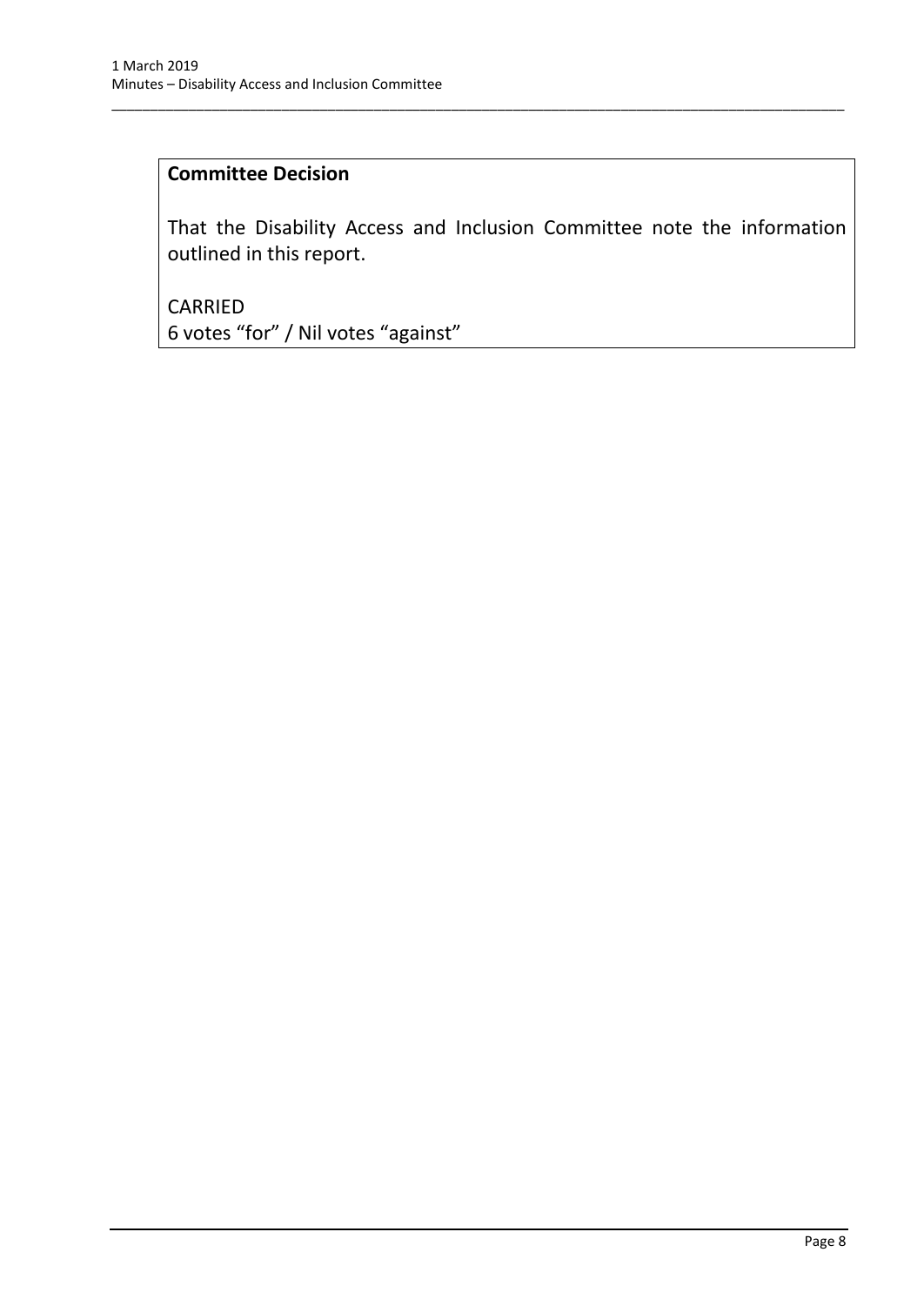**Committee Decision**

That the Disability Access and Inclusion Committee note the information outlined in this report.

CARRIED
6 votes "for" / Nil votes "against"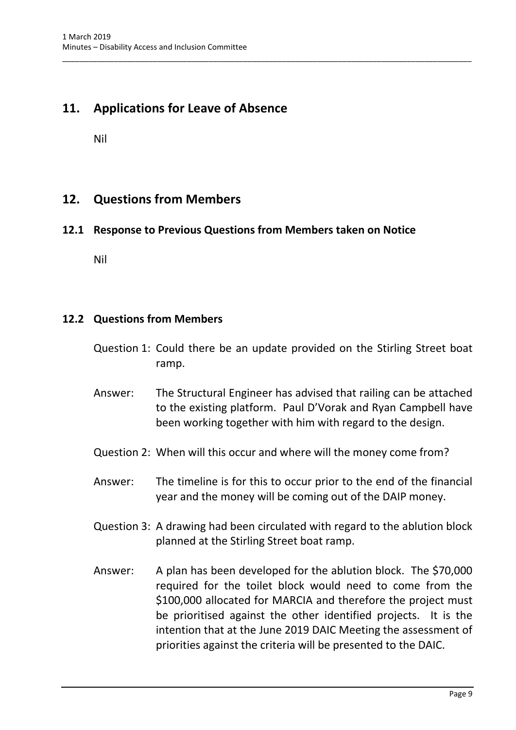## 11. Applications for Leave of Absence

Nil

## 12. Questions from Members

### 12.1 Response to Previous Questions from Members taken on Notice

Nil

### 12.2 Questions from Members

Question 1: Could there be an update provided on the Stirling Street boat ramp.

Answer: The Structural Engineer has advised that railing can be attached to the existing platform. Paul D'Vorak and Ryan Campbell have been working together with him with regard to the design.

Question 2: When will this occur and where will the money come from?

Answer: The timeline is for this to occur prior to the end of the financial year and the money will be coming out of the DAIP money.

Question 3: A drawing had been circulated with regard to the ablution block planned at the Stirling Street boat ramp.

Answer: A plan has been developed for the ablution block. The $70,000 required for the toilet block would need to come from the $100,000 allocated for MARCIA and therefore the project must be prioritised against the other identified projects. It is the intention that at the June 2019 DAIC Meeting the assessment of priorities against the criteria will be presented to the DAIC.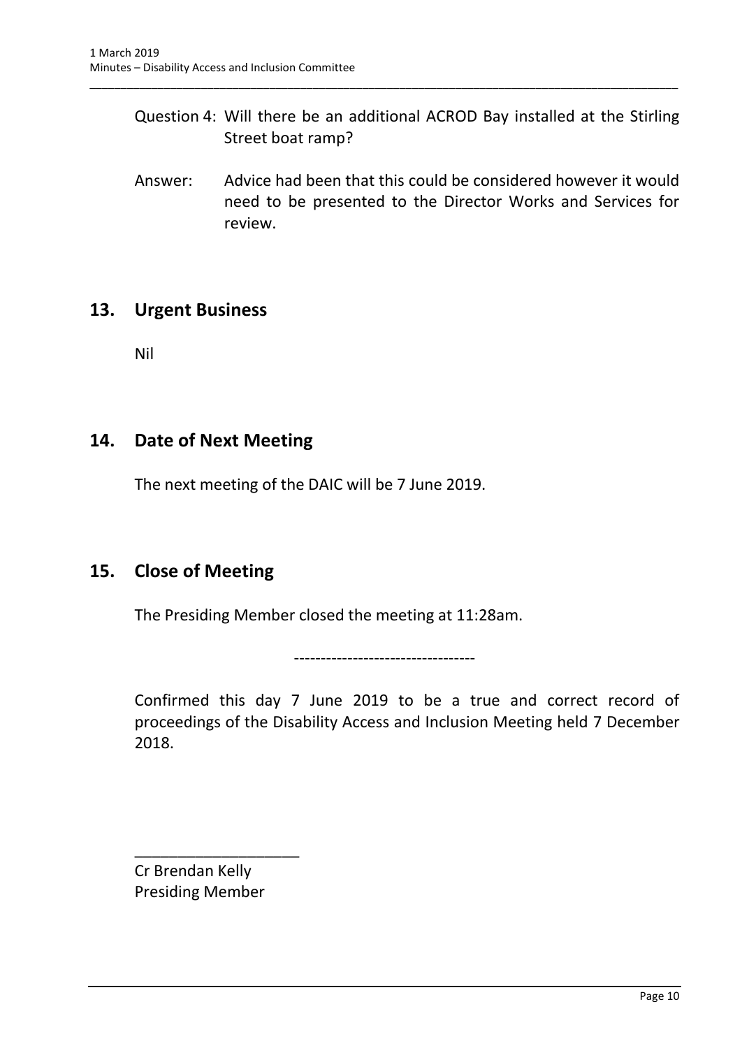Question 4: Will there be an additional ACROD Bay installed at the Stirling Street boat ramp?

Answer: Advice had been that this could be considered however it would need to be presented to the Director Works and Services for review.

## 13. Urgent Business

Nil

## 14. Date of Next Meeting

The next meeting of the DAIC will be 7 June 2019.

## 15. Close of Meeting

The Presiding Member closed the meeting at 11:28am.

----------------------------------

Confirmed this day 7 June 2019 to be a true and correct record of proceedings of the Disability Access and Inclusion Meeting held 7 December 2018.

____________________

Cr Brendan Kelly
Presiding Member